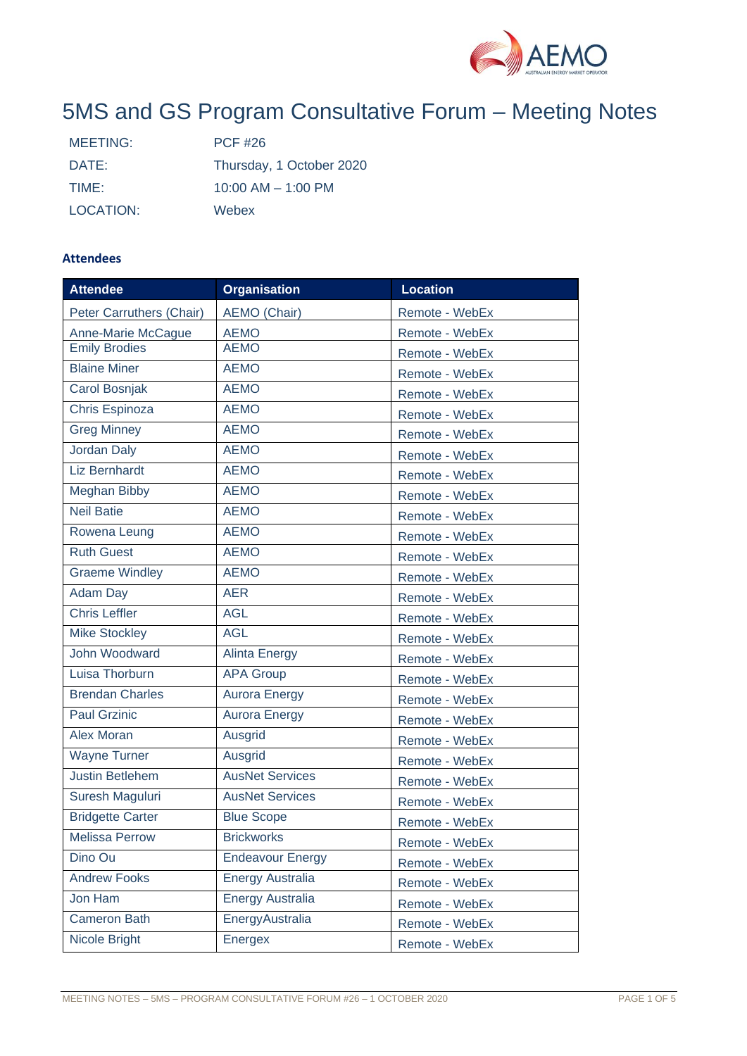# 5MS and GS Program Consultative Forum – Meeting Notes

| | |
|---|---|
| MEETING: | PCF #26 |
| DATE: | Thursday, 1 October 2020 |
| TIME: | 10:00 AM – 1:00 PM |
| LOCATION: | Webex |

### Attendees

| Attendee | Organisation | Location |
|---|---|---|
| Peter Carruthers (Chair) | AEMO (Chair) | Remote - WebEx |
| Anne-Marie McCague | AEMO | Remote - WebEx |
| Emily Brodies | AEMO | Remote - WebEx |
| Blaine Miner | AEMO | Remote - WebEx |
| Carol Bosnjak | AEMO | Remote - WebEx |
| Chris Espinoza | AEMO | Remote - WebEx |
| Greg Minney | AEMO | Remote - WebEx |
| Jordan Daly | AEMO | Remote - WebEx |
| Liz Bernhardt | AEMO | Remote - WebEx |
| Meghan Bibby | AEMO | Remote - WebEx |
| Neil Batie | AEMO | Remote - WebEx |
| Rowena Leung | AEMO | Remote - WebEx |
| Ruth Guest | AEMO | Remote - WebEx |
| Graeme Windley | AEMO | Remote - WebEx |
| Adam Day | AER | Remote - WebEx |
| Chris Leffler | AGL | Remote - WebEx |
| Mike Stockley | AGL | Remote - WebEx |
| John Woodward | Alinta Energy | Remote - WebEx |
| Luisa Thorburn | APA Group | Remote - WebEx |
| Brendan Charles | Aurora Energy | Remote - WebEx |
| Paul Grzinic | Aurora Energy | Remote - WebEx |
| Alex Moran | Ausgrid | Remote - WebEx |
| Wayne Turner | Ausgrid | Remote - WebEx |
| Justin Betlehem | AusNet Services | Remote - WebEx |
| Suresh Maguluri | AusNet Services | Remote - WebEx |
| Bridgette Carter | Blue Scope | Remote - WebEx |
| Melissa Perrow | Brickworks | Remote - WebEx |
| Dino Ou | Endeavour Energy | Remote - WebEx |
| Andrew Fooks | Energy Australia | Remote - WebEx |
| Jon Ham | Energy Australia | Remote - WebEx |
| Cameron Bath | EnergyAustralia | Remote - WebEx |
| Nicole Bright | Energex | Remote - WebEx |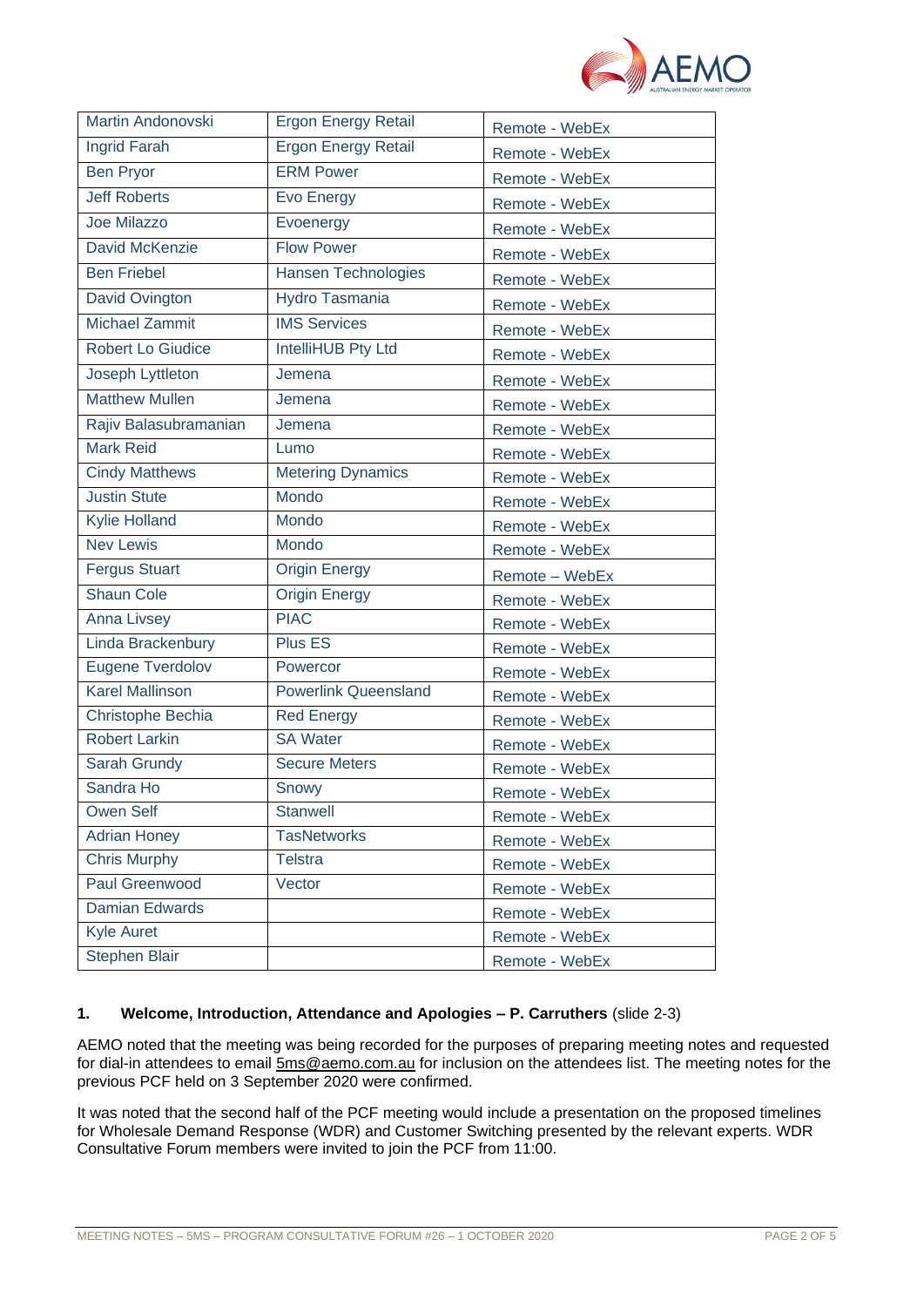| Martin Andonovski | Ergon Energy Retail | Remote - WebEx |
|---|---|---|
| Ingrid Farah | Ergon Energy Retail | Remote - WebEx |
| Ben Pryor | ERM Power | Remote - WebEx |
| Jeff Roberts | Evo Energy | Remote - WebEx |
| Joe Milazzo | Evoenergy | Remote - WebEx |
| David McKenzie | Flow Power | Remote - WebEx |
| Ben Friebel | Hansen Technologies | Remote - WebEx |
| David Ovington | Hydro Tasmania | Remote - WebEx |
| Michael Zammit | IMS Services | Remote - WebEx |
| Robert Lo Giudice | IntelliHUB Pty Ltd | Remote - WebEx |
| Joseph Lyttleton | Jemena | Remote - WebEx |
| Matthew Mullen | Jemena | Remote - WebEx |
| Rajiv Balasubramanian | Jemena | Remote - WebEx |
| Mark Reid | Lumo | Remote - WebEx |
| Cindy Matthews | Metering Dynamics | Remote - WebEx |
| Justin Stute | Mondo | Remote - WebEx |
| Kylie Holland | Mondo | Remote - WebEx |
| Nev Lewis | Mondo | Remote - WebEx |
| Fergus Stuart | Origin Energy | Remote – WebEx |
| Shaun Cole | Origin Energy | Remote - WebEx |
| Anna Livsey | PIAC | Remote - WebEx |
| Linda Brackenbury | Plus ES | Remote - WebEx |
| Eugene Tverdolov | Powercor | Remote - WebEx |
| Karel Mallinson | Powerlink Queensland | Remote - WebEx |
| Christophe Bechia | Red Energy | Remote - WebEx |
| Robert Larkin | SA Water | Remote - WebEx |
| Sarah Grundy | Secure Meters | Remote - WebEx |
| Sandra Ho | Snowy | Remote - WebEx |
| Owen Self | Stanwell | Remote - WebEx |
| Adrian Honey | TasNetworks | Remote - WebEx |
| Chris Murphy | Telstra | Remote - WebEx |
| Paul Greenwood | Vector | Remote - WebEx |
| Damian Edwards | | Remote - WebEx |
| Kyle Auret | | Remote - WebEx |
| Stephen Blair | | Remote - WebEx |

**1. Welcome, Introduction, Attendance and Apologies – P. Carruthers** (slide 2-3)

AEMO noted that the meeting was being recorded for the purposes of preparing meeting notes and requested for dial-in attendees to email 5ms@aemo.com.au for inclusion on the attendees list. The meeting notes for the previous PCF held on 3 September 2020 were confirmed.

It was noted that the second half of the PCF meeting would include a presentation on the proposed timelines for Wholesale Demand Response (WDR) and Customer Switching presented by the relevant experts. WDR Consultative Forum members were invited to join the PCF from 11:00.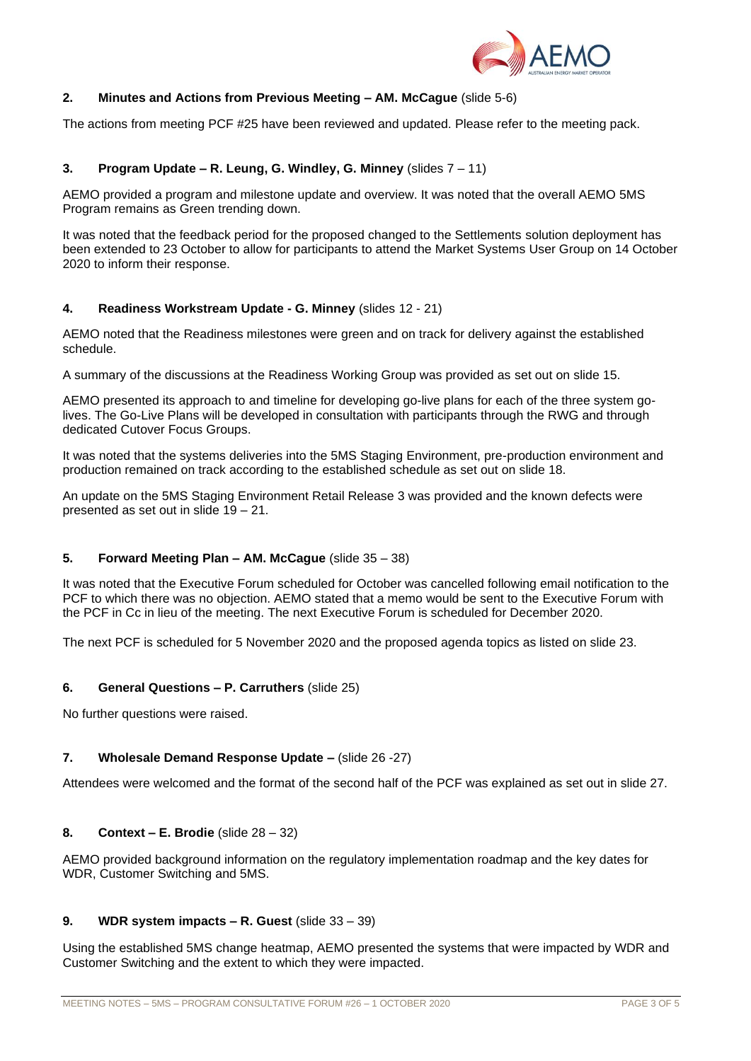**2. Minutes and Actions from Previous Meeting – AM. McCague** (slide 5-6)

The actions from meeting PCF #25 have been reviewed and updated. Please refer to the meeting pack.

**3. Program Update – R. Leung, G. Windley, G. Minney** (slides 7 – 11)

AEMO provided a program and milestone update and overview. It was noted that the overall AEMO 5MS Program remains as Green trending down.

It was noted that the feedback period for the proposed changed to the Settlements solution deployment has been extended to 23 October to allow for participants to attend the Market Systems User Group on 14 October 2020 to inform their response.

**4. Readiness Workstream Update - G. Minney** (slides 12 - 21)

AEMO noted that the Readiness milestones were green and on track for delivery against the established schedule.

A summary of the discussions at the Readiness Working Group was provided as set out on slide 15.

AEMO presented its approach to and timeline for developing go-live plans for each of the three system go-lives. The Go-Live Plans will be developed in consultation with participants through the RWG and through dedicated Cutover Focus Groups.

It was noted that the systems deliveries into the 5MS Staging Environment, pre-production environment and production remained on track according to the established schedule as set out on slide 18.

An update on the 5MS Staging Environment Retail Release 3 was provided and the known defects were presented as set out in slide 19 – 21.

**5. Forward Meeting Plan – AM. McCague** (slide 35 – 38)

It was noted that the Executive Forum scheduled for October was cancelled following email notification to the PCF to which there was no objection. AEMO stated that a memo would be sent to the Executive Forum with the PCF in Cc in lieu of the meeting. The next Executive Forum is scheduled for December 2020.

The next PCF is scheduled for 5 November 2020 and the proposed agenda topics as listed on slide 23.

**6. General Questions – P. Carruthers** (slide 25)

No further questions were raised.

**7. Wholesale Demand Response Update –** (slide 26 -27)

Attendees were welcomed and the format of the second half of the PCF was explained as set out in slide 27.

**8. Context – E. Brodie** (slide 28 – 32)

AEMO provided background information on the regulatory implementation roadmap and the key dates for WDR, Customer Switching and 5MS.

**9. WDR system impacts – R. Guest** (slide 33 – 39)

Using the established 5MS change heatmap, AEMO presented the systems that were impacted by WDR and Customer Switching and the extent to which they were impacted.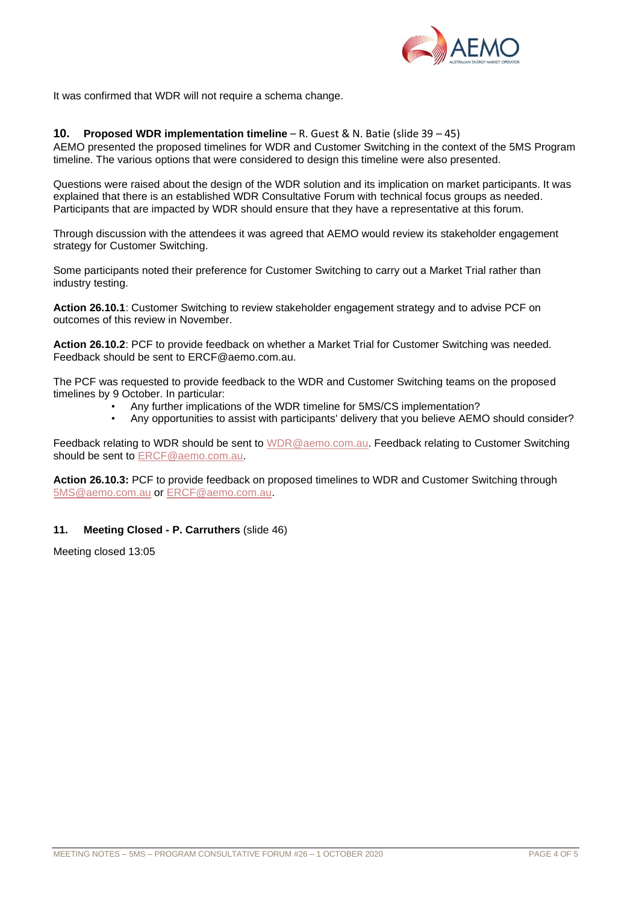It was confirmed that WDR will not require a schema change.

## 10. Proposed WDR implementation timeline – R. Guest & N. Batie (slide 39 – 45)

AEMO presented the proposed timelines for WDR and Customer Switching in the context of the 5MS Program timeline. The various options that were considered to design this timeline were also presented.

Questions were raised about the design of the WDR solution and its implication on market participants. It was explained that there is an established WDR Consultative Forum with technical focus groups as needed. Participants that are impacted by WDR should ensure that they have a representative at this forum.

Through discussion with the attendees it was agreed that AEMO would review its stakeholder engagement strategy for Customer Switching.

Some participants noted their preference for Customer Switching to carry out a Market Trial rather than industry testing.

**Action 26.10.1**: Customer Switching to review stakeholder engagement strategy and to advise PCF on outcomes of this review in November.

**Action 26.10.2**: PCF to provide feedback on whether a Market Trial for Customer Switching was needed. Feedback should be sent to ERCF@aemo.com.au.

The PCF was requested to provide feedback to the WDR and Customer Switching teams on the proposed timelines by 9 October. In particular:

- Any further implications of the WDR timeline for 5MS/CS implementation?
- Any opportunities to assist with participants' delivery that you believe AEMO should consider?

Feedback relating to WDR should be sent to WDR@aemo.com.au. Feedback relating to Customer Switching should be sent to ERCF@aemo.com.au.

**Action 26.10.3:** PCF to provide feedback on proposed timelines to WDR and Customer Switching through 5MS@aemo.com.au or ERCF@aemo.com.au.

## 11. Meeting Closed - P. Carruthers (slide 46)

Meeting closed 13:05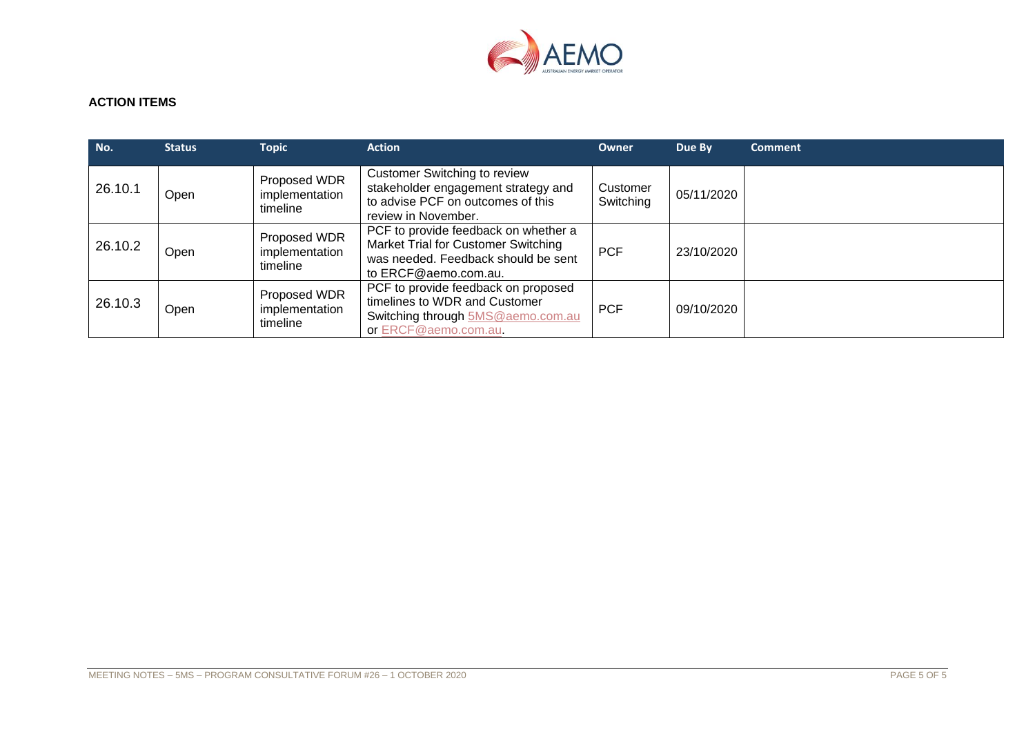**ACTION ITEMS**

| No. | Status | Topic | Action | Owner | Due By | Comment |
|---|---|---|---|---|---|---|
| 26.10.1 | Open | Proposed WDR implementation timeline | Customer Switching to review stakeholder engagement strategy and to advise PCF on outcomes of this review in November. | Customer Switching | 05/11/2020 | |
| 26.10.2 | Open | Proposed WDR implementation timeline | PCF to provide feedback on whether a Market Trial for Customer Switching was needed. Feedback should be sent to ERCF@aemo.com.au. | PCF | 23/10/2020 | |
| 26.10.3 | Open | Proposed WDR implementation timeline | PCF to provide feedback on proposed timelines to WDR and Customer Switching through 5MS@aemo.com.au or ERCF@aemo.com.au. | PCF | 09/10/2020 | |